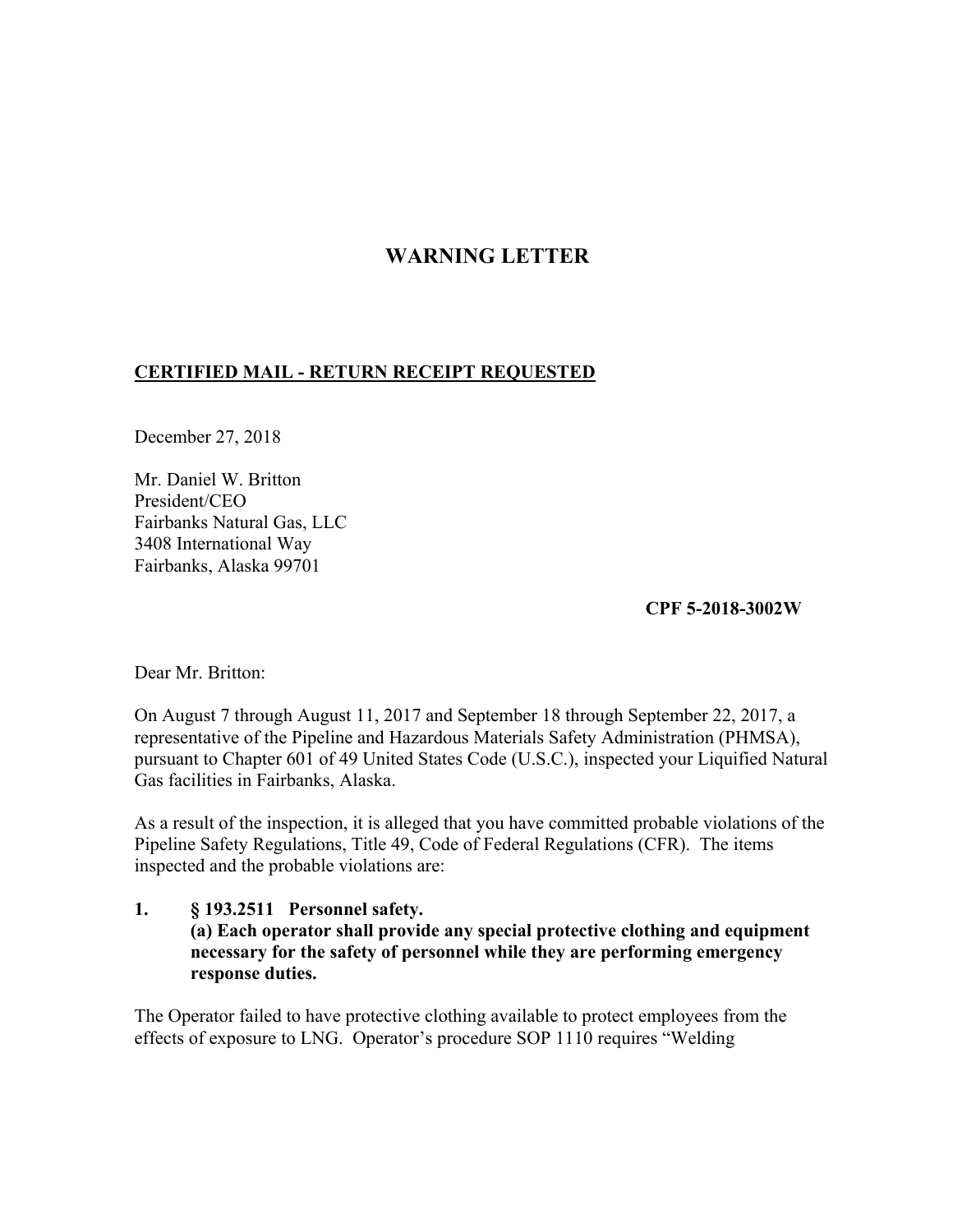# WARNING LETTER

**CERTIFIED MAIL - RETURN RECEIPT REQUESTED**

December 27, 2018

Mr. Daniel W. Britton
President/CEO
Fairbanks Natural Gas, LLC
3408 International Way
Fairbanks, Alaska 99701

**CPF 5-2018-3002W**

Dear Mr. Britton:

On August 7 through August 11, 2017 and September 18 through September 22, 2017, a representative of the Pipeline and Hazardous Materials Safety Administration (PHMSA), pursuant to Chapter 601 of 49 United States Code (U.S.C.), inspected your Liquified Natural Gas facilities in Fairbanks, Alaska.

As a result of the inspection, it is alleged that you have committed probable violations of the Pipeline Safety Regulations, Title 49, Code of Federal Regulations (CFR). The items inspected and the probable violations are:

1. **§ 193.2511 Personnel safety.**
   **(a) Each operator shall provide any special protective clothing and equipment necessary for the safety of personnel while they are performing emergency response duties.**

The Operator failed to have protective clothing available to protect employees from the effects of exposure to LNG. Operator's procedure SOP 1110 requires "Welding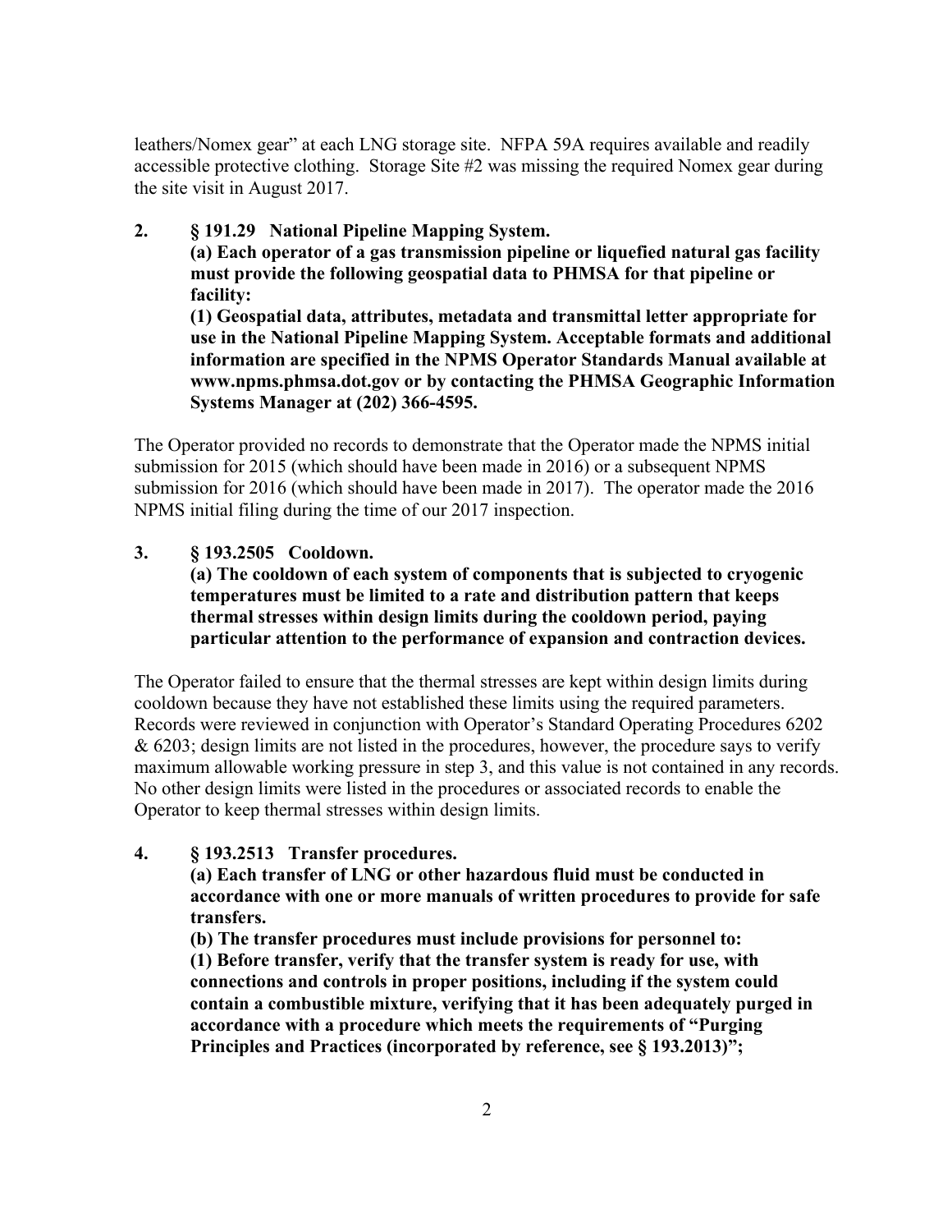leathers/Nomex gear" at each LNG storage site. NFPA 59A requires available and readily accessible protective clothing. Storage Site #2 was missing the required Nomex gear during the site visit in August 2017.

2. **§ 191.29 National Pipeline Mapping System.**
   **(a) Each operator of a gas transmission pipeline or liquefied natural gas facility must provide the following geospatial data to PHMSA for that pipeline or facility:**
   **(1) Geospatial data, attributes, metadata and transmittal letter appropriate for use in the National Pipeline Mapping System. Acceptable formats and additional information are specified in the NPMS Operator Standards Manual available at www.npms.phmsa.dot.gov or by contacting the PHMSA Geographic Information Systems Manager at (202) 366-4595.**

The Operator provided no records to demonstrate that the Operator made the NPMS initial submission for 2015 (which should have been made in 2016) or a subsequent NPMS submission for 2016 (which should have been made in 2017). The operator made the 2016 NPMS initial filing during the time of our 2017 inspection.

3. **§ 193.2505 Cooldown.**
   **(a) The cooldown of each system of components that is subjected to cryogenic temperatures must be limited to a rate and distribution pattern that keeps thermal stresses within design limits during the cooldown period, paying particular attention to the performance of expansion and contraction devices.**

The Operator failed to ensure that the thermal stresses are kept within design limits during cooldown because they have not established these limits using the required parameters. Records were reviewed in conjunction with Operator's Standard Operating Procedures 6202 & 6203; design limits are not listed in the procedures, however, the procedure says to verify maximum allowable working pressure in step 3, and this value is not contained in any records. No other design limits were listed in the procedures or associated records to enable the Operator to keep thermal stresses within design limits.

4. **§ 193.2513 Transfer procedures.**
   **(a) Each transfer of LNG or other hazardous fluid must be conducted in accordance with one or more manuals of written procedures to provide for safe transfers.**
   **(b) The transfer procedures must include provisions for personnel to:**
   **(1) Before transfer, verify that the transfer system is ready for use, with connections and controls in proper positions, including if the system could contain a combustible mixture, verifying that it has been adequately purged in accordance with a procedure which meets the requirements of "Purging Principles and Practices (incorporated by reference, see § 193.2013)";**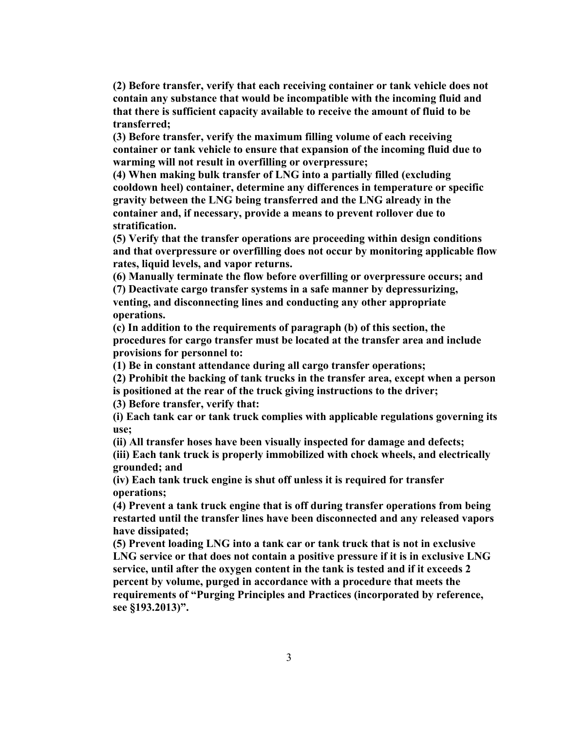**(2) Before transfer, verify that each receiving container or tank vehicle does not contain any substance that would be incompatible with the incoming fluid and that there is sufficient capacity available to receive the amount of fluid to be transferred;**

**(3) Before transfer, verify the maximum filling volume of each receiving container or tank vehicle to ensure that expansion of the incoming fluid due to warming will not result in overfilling or overpressure;**

**(4) When making bulk transfer of LNG into a partially filled (excluding cooldown heel) container, determine any differences in temperature or specific gravity between the LNG being transferred and the LNG already in the container and, if necessary, provide a means to prevent rollover due to stratification.**

**(5) Verify that the transfer operations are proceeding within design conditions and that overpressure or overfilling does not occur by monitoring applicable flow rates, liquid levels, and vapor returns.**

**(6) Manually terminate the flow before overfilling or overpressure occurs; and**

**(7) Deactivate cargo transfer systems in a safe manner by depressurizing, venting, and disconnecting lines and conducting any other appropriate operations.**

**(c) In addition to the requirements of paragraph (b) of this section, the procedures for cargo transfer must be located at the transfer area and include provisions for personnel to:**

**(1) Be in constant attendance during all cargo transfer operations;**

**(2) Prohibit the backing of tank trucks in the transfer area, except when a person is positioned at the rear of the truck giving instructions to the driver;**

**(3) Before transfer, verify that:**

**(i) Each tank car or tank truck complies with applicable regulations governing its use;**

**(ii) All transfer hoses have been visually inspected for damage and defects;**

**(iii) Each tank truck is properly immobilized with chock wheels, and electrically grounded; and**

**(iv) Each tank truck engine is shut off unless it is required for transfer operations;**

**(4) Prevent a tank truck engine that is off during transfer operations from being restarted until the transfer lines have been disconnected and any released vapors have dissipated;**

**(5) Prevent loading LNG into a tank car or tank truck that is not in exclusive LNG service or that does not contain a positive pressure if it is in exclusive LNG service, until after the oxygen content in the tank is tested and if it exceeds 2 percent by volume, purged in accordance with a procedure that meets the requirements of "Purging Principles and Practices (incorporated by reference, see §193.2013)".**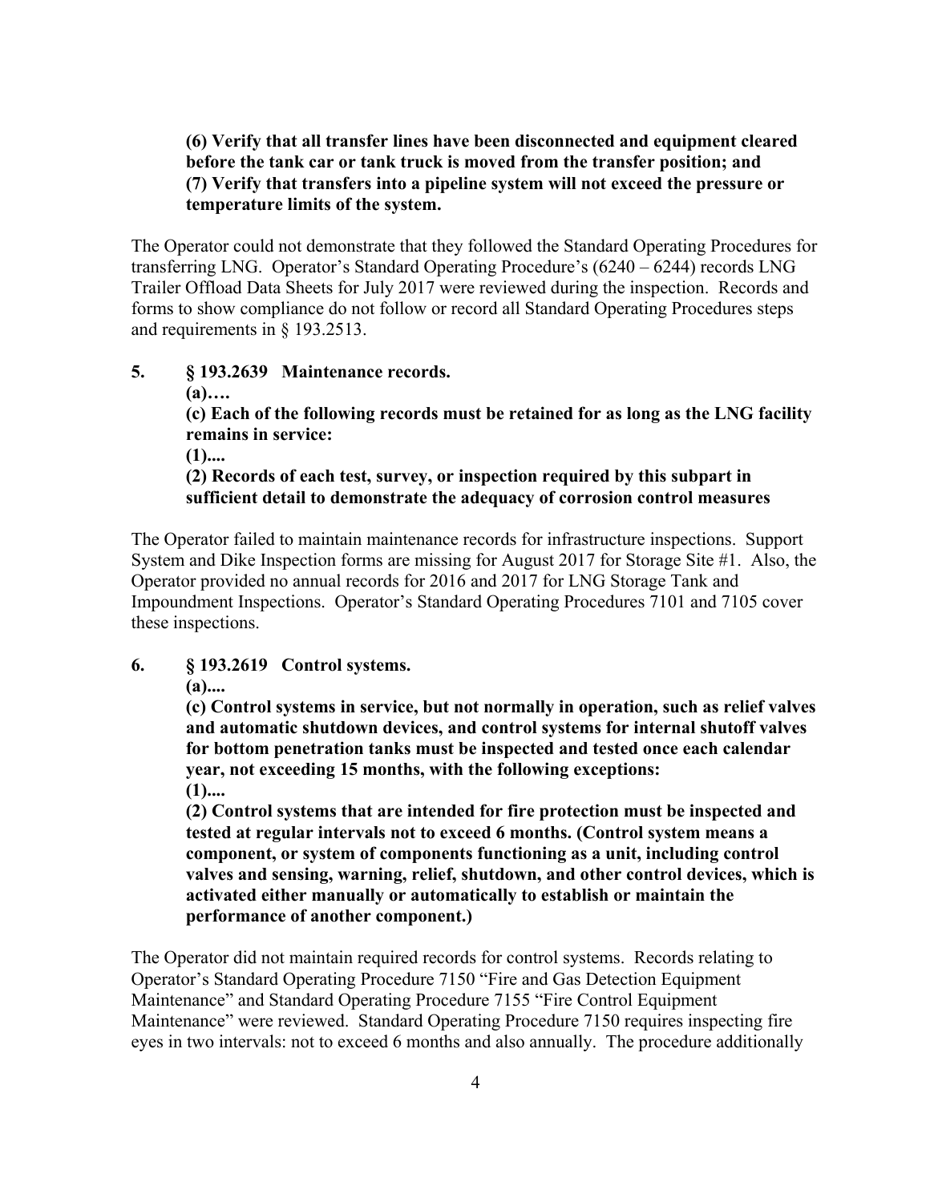**(6) Verify that all transfer lines have been disconnected and equipment cleared before the tank car or tank truck is moved from the transfer position; and**
**(7) Verify that transfers into a pipeline system will not exceed the pressure or temperature limits of the system.**

The Operator could not demonstrate that they followed the Standard Operating Procedures for transferring LNG. Operator's Standard Operating Procedure's (6240 – 6244) records LNG Trailer Offload Data Sheets for July 2017 were reviewed during the inspection. Records and forms to show compliance do not follow or record all Standard Operating Procedures steps and requirements in § 193.2513.

**5. § 193.2639 Maintenance records.**

**(a)….**

**(c) Each of the following records must be retained for as long as the LNG facility remains in service:**

**(1)....**

**(2) Records of each test, survey, or inspection required by this subpart in sufficient detail to demonstrate the adequacy of corrosion control measures**

The Operator failed to maintain maintenance records for infrastructure inspections. Support System and Dike Inspection forms are missing for August 2017 for Storage Site #1. Also, the Operator provided no annual records for 2016 and 2017 for LNG Storage Tank and Impoundment Inspections. Operator's Standard Operating Procedures 7101 and 7105 cover these inspections.

**6. § 193.2619 Control systems.**

**(a)....**

**(c) Control systems in service, but not normally in operation, such as relief valves and automatic shutdown devices, and control systems for internal shutoff valves for bottom penetration tanks must be inspected and tested once each calendar year, not exceeding 15 months, with the following exceptions:**

**(1)....**

**(2) Control systems that are intended for fire protection must be inspected and tested at regular intervals not to exceed 6 months. (Control system means a component, or system of components functioning as a unit, including control valves and sensing, warning, relief, shutdown, and other control devices, which is activated either manually or automatically to establish or maintain the performance of another component.)**

The Operator did not maintain required records for control systems. Records relating to Operator's Standard Operating Procedure 7150 "Fire and Gas Detection Equipment Maintenance" and Standard Operating Procedure 7155 "Fire Control Equipment Maintenance" were reviewed. Standard Operating Procedure 7150 requires inspecting fire eyes in two intervals: not to exceed 6 months and also annually. The procedure additionally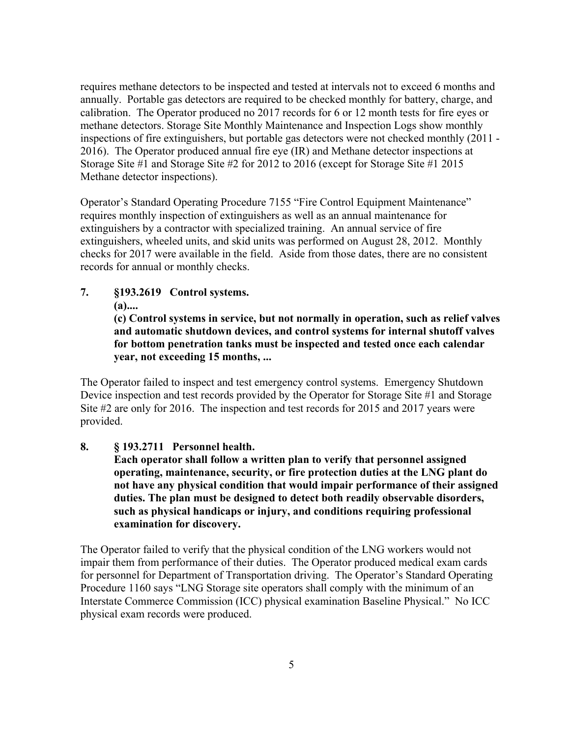requires methane detectors to be inspected and tested at intervals not to exceed 6 months and annually. Portable gas detectors are required to be checked monthly for battery, charge, and calibration. The Operator produced no 2017 records for 6 or 12 month tests for fire eyes or methane detectors. Storage Site Monthly Maintenance and Inspection Logs show monthly inspections of fire extinguishers, but portable gas detectors were not checked monthly (2011 - 2016). The Operator produced annual fire eye (IR) and Methane detector inspections at Storage Site #1 and Storage Site #2 for 2012 to 2016 (except for Storage Site #1 2015 Methane detector inspections).

Operator's Standard Operating Procedure 7155 "Fire Control Equipment Maintenance" requires monthly inspection of extinguishers as well as an annual maintenance for extinguishers by a contractor with specialized training. An annual service of fire extinguishers, wheeled units, and skid units was performed on August 28, 2012. Monthly checks for 2017 were available in the field. Aside from those dates, there are no consistent records for annual or monthly checks.

**7. §193.2619 Control systems.**

**(a)....**

**(c) Control systems in service, but not normally in operation, such as relief valves and automatic shutdown devices, and control systems for internal shutoff valves for bottom penetration tanks must be inspected and tested once each calendar year, not exceeding 15 months, ...**

The Operator failed to inspect and test emergency control systems. Emergency Shutdown Device inspection and test records provided by the Operator for Storage Site #1 and Storage Site #2 are only for 2016. The inspection and test records for 2015 and 2017 years were provided.

**8. § 193.2711 Personnel health.**

**Each operator shall follow a written plan to verify that personnel assigned operating, maintenance, security, or fire protection duties at the LNG plant do not have any physical condition that would impair performance of their assigned duties. The plan must be designed to detect both readily observable disorders, such as physical handicaps or injury, and conditions requiring professional examination for discovery.**

The Operator failed to verify that the physical condition of the LNG workers would not impair them from performance of their duties. The Operator produced medical exam cards for personnel for Department of Transportation driving. The Operator's Standard Operating Procedure 1160 says "LNG Storage site operators shall comply with the minimum of an Interstate Commerce Commission (ICC) physical examination Baseline Physical." No ICC physical exam records were produced.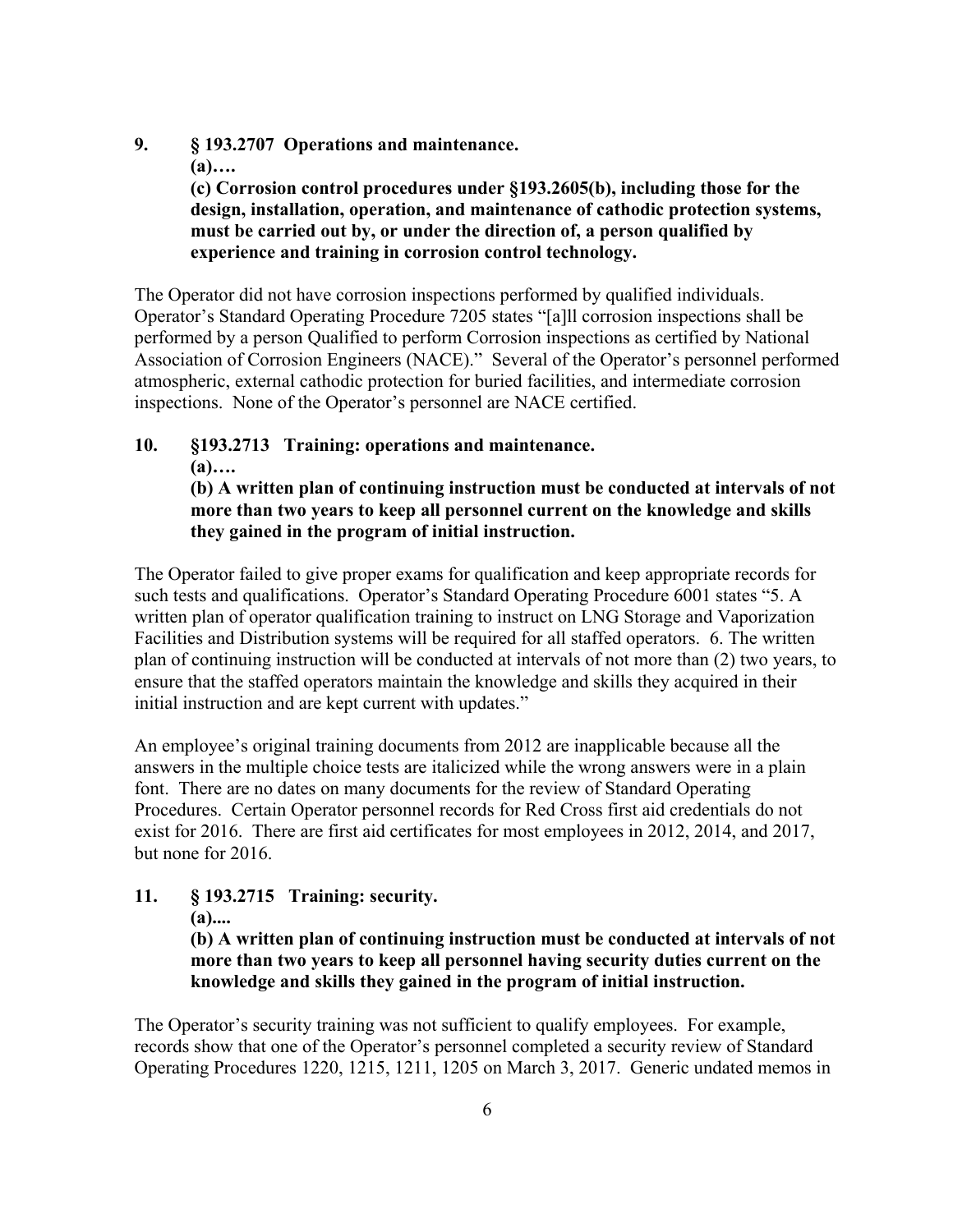**9. § 193.2707 Operations and maintenance.**

**(a)….**

**(c) Corrosion control procedures under §193.2605(b), including those for the design, installation, operation, and maintenance of cathodic protection systems, must be carried out by, or under the direction of, a person qualified by experience and training in corrosion control technology.**

The Operator did not have corrosion inspections performed by qualified individuals. Operator's Standard Operating Procedure 7205 states "[a]ll corrosion inspections shall be performed by a person Qualified to perform Corrosion inspections as certified by National Association of Corrosion Engineers (NACE)." Several of the Operator's personnel performed atmospheric, external cathodic protection for buried facilities, and intermediate corrosion inspections. None of the Operator's personnel are NACE certified.

**10. §193.2713 Training: operations and maintenance.**

**(a)….**

**(b) A written plan of continuing instruction must be conducted at intervals of not more than two years to keep all personnel current on the knowledge and skills they gained in the program of initial instruction.**

The Operator failed to give proper exams for qualification and keep appropriate records for such tests and qualifications. Operator's Standard Operating Procedure 6001 states "5. A written plan of operator qualification training to instruct on LNG Storage and Vaporization Facilities and Distribution systems will be required for all staffed operators. 6. The written plan of continuing instruction will be conducted at intervals of not more than (2) two years, to ensure that the staffed operators maintain the knowledge and skills they acquired in their initial instruction and are kept current with updates."

An employee's original training documents from 2012 are inapplicable because all the answers in the multiple choice tests are italicized while the wrong answers were in a plain font. There are no dates on many documents for the review of Standard Operating Procedures. Certain Operator personnel records for Red Cross first aid credentials do not exist for 2016. There are first aid certificates for most employees in 2012, 2014, and 2017, but none for 2016.

**11. § 193.2715 Training: security.**

**(a)....**

**(b) A written plan of continuing instruction must be conducted at intervals of not more than two years to keep all personnel having security duties current on the knowledge and skills they gained in the program of initial instruction.**

The Operator's security training was not sufficient to qualify employees. For example, records show that one of the Operator's personnel completed a security review of Standard Operating Procedures 1220, 1215, 1211, 1205 on March 3, 2017. Generic undated memos in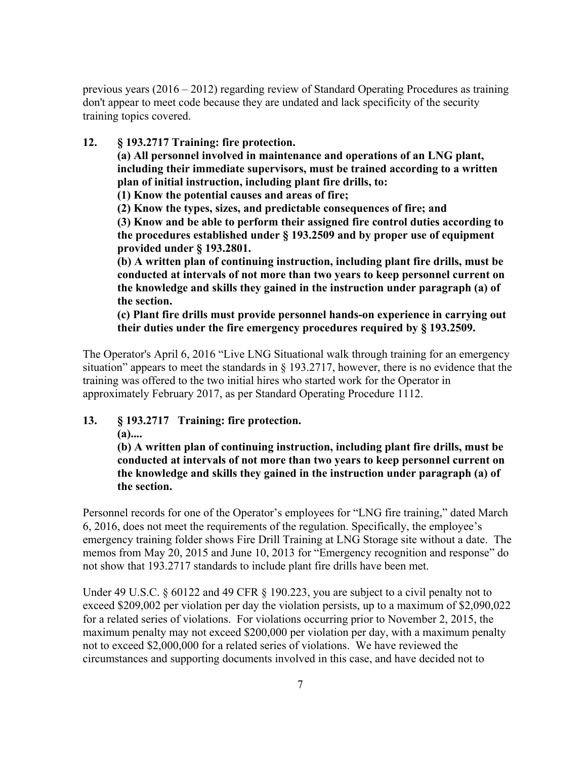previous years (2016 – 2012) regarding review of Standard Operating Procedures as training don't appear to meet code because they are undated and lack specificity of the security training topics covered.

**12. § 193.2717 Training: fire protection.**

**(a) All personnel involved in maintenance and operations of an LNG plant, including their immediate supervisors, must be trained according to a written plan of initial instruction, including plant fire drills, to:**

**(1) Know the potential causes and areas of fire;**

**(2) Know the types, sizes, and predictable consequences of fire; and**

**(3) Know and be able to perform their assigned fire control duties according to the procedures established under § 193.2509 and by proper use of equipment provided under § 193.2801.**

**(b) A written plan of continuing instruction, including plant fire drills, must be conducted at intervals of not more than two years to keep personnel current on the knowledge and skills they gained in the instruction under paragraph (a) of the section.**

**(c) Plant fire drills must provide personnel hands-on experience in carrying out their duties under the fire emergency procedures required by § 193.2509.**

The Operator's April 6, 2016 "Live LNG Situational walk through training for an emergency situation" appears to meet the standards in § 193.2717, however, there is no evidence that the training was offered to the two initial hires who started work for the Operator in approximately February 2017, as per Standard Operating Procedure 1112.

**13. § 193.2717 Training: fire protection.**

**(a)....**

**(b) A written plan of continuing instruction, including plant fire drills, must be conducted at intervals of not more than two years to keep personnel current on the knowledge and skills they gained in the instruction under paragraph (a) of the section.**

Personnel records for one of the Operator's employees for "LNG fire training," dated March 6, 2016, does not meet the requirements of the regulation. Specifically, the employee's emergency training folder shows Fire Drill Training at LNG Storage site without a date. The memos from May 20, 2015 and June 10, 2013 for "Emergency recognition and response" do not show that 193.2717 standards to include plant fire drills have been met.

Under 49 U.S.C. § 60122 and 49 CFR § 190.223, you are subject to a civil penalty not to exceed $209,002 per violation per day the violation persists, up to a maximum of $2,090,022 for a related series of violations. For violations occurring prior to November 2, 2015, the maximum penalty may not exceed $200,000 per violation per day, with a maximum penalty not to exceed $2,000,000 for a related series of violations. We have reviewed the circumstances and supporting documents involved in this case, and have decided not to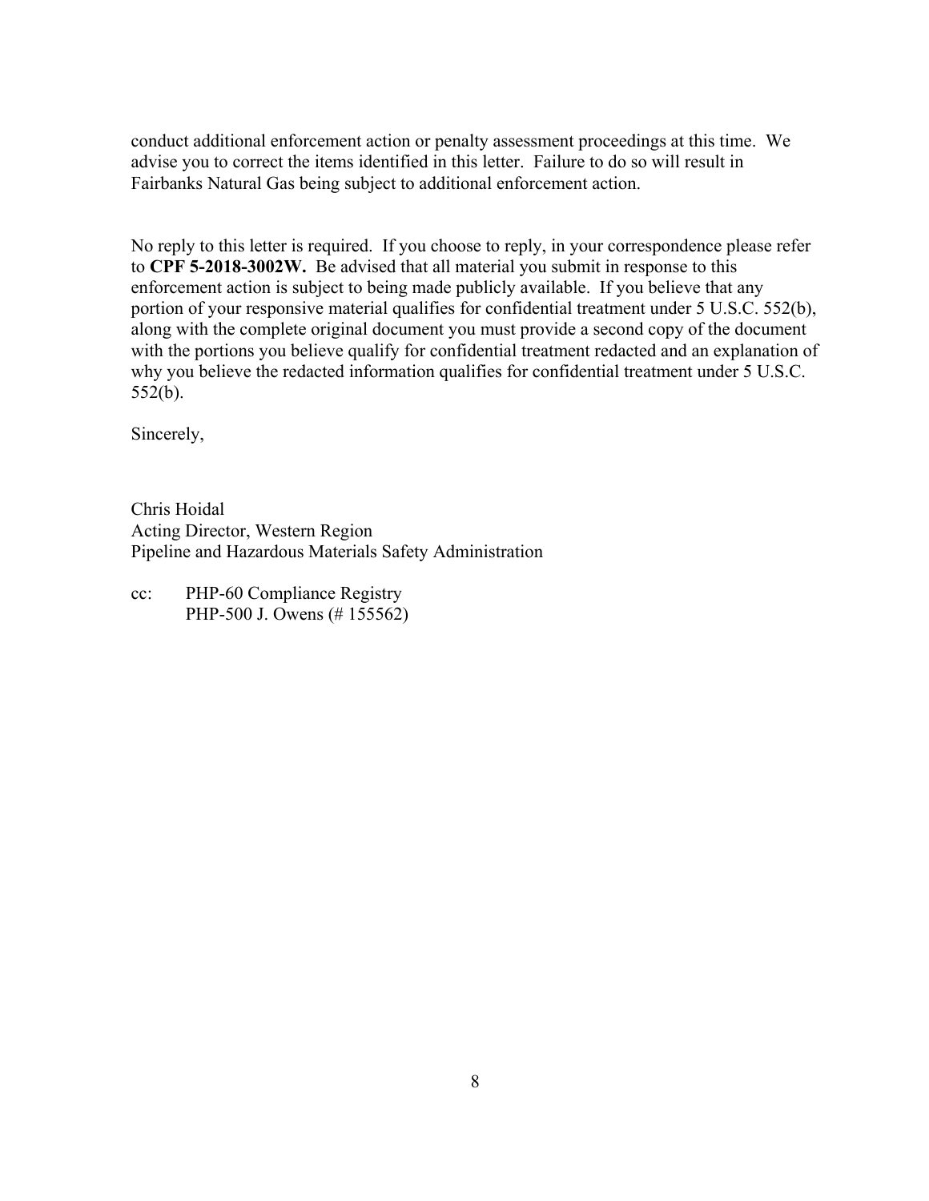conduct additional enforcement action or penalty assessment proceedings at this time. We advise you to correct the items identified in this letter. Failure to do so will result in Fairbanks Natural Gas being subject to additional enforcement action.

No reply to this letter is required. If you choose to reply, in your correspondence please refer to **CPF 5-2018-3002W.** Be advised that all material you submit in response to this enforcement action is subject to being made publicly available. If you believe that any portion of your responsive material qualifies for confidential treatment under 5 U.S.C. 552(b), along with the complete original document you must provide a second copy of the document with the portions you believe qualify for confidential treatment redacted and an explanation of why you believe the redacted information qualifies for confidential treatment under 5 U.S.C. 552(b).

Sincerely,

Chris Hoidal
Acting Director, Western Region
Pipeline and Hazardous Materials Safety Administration

cc: PHP-60 Compliance Registry
PHP-500 J. Owens (# 155562)